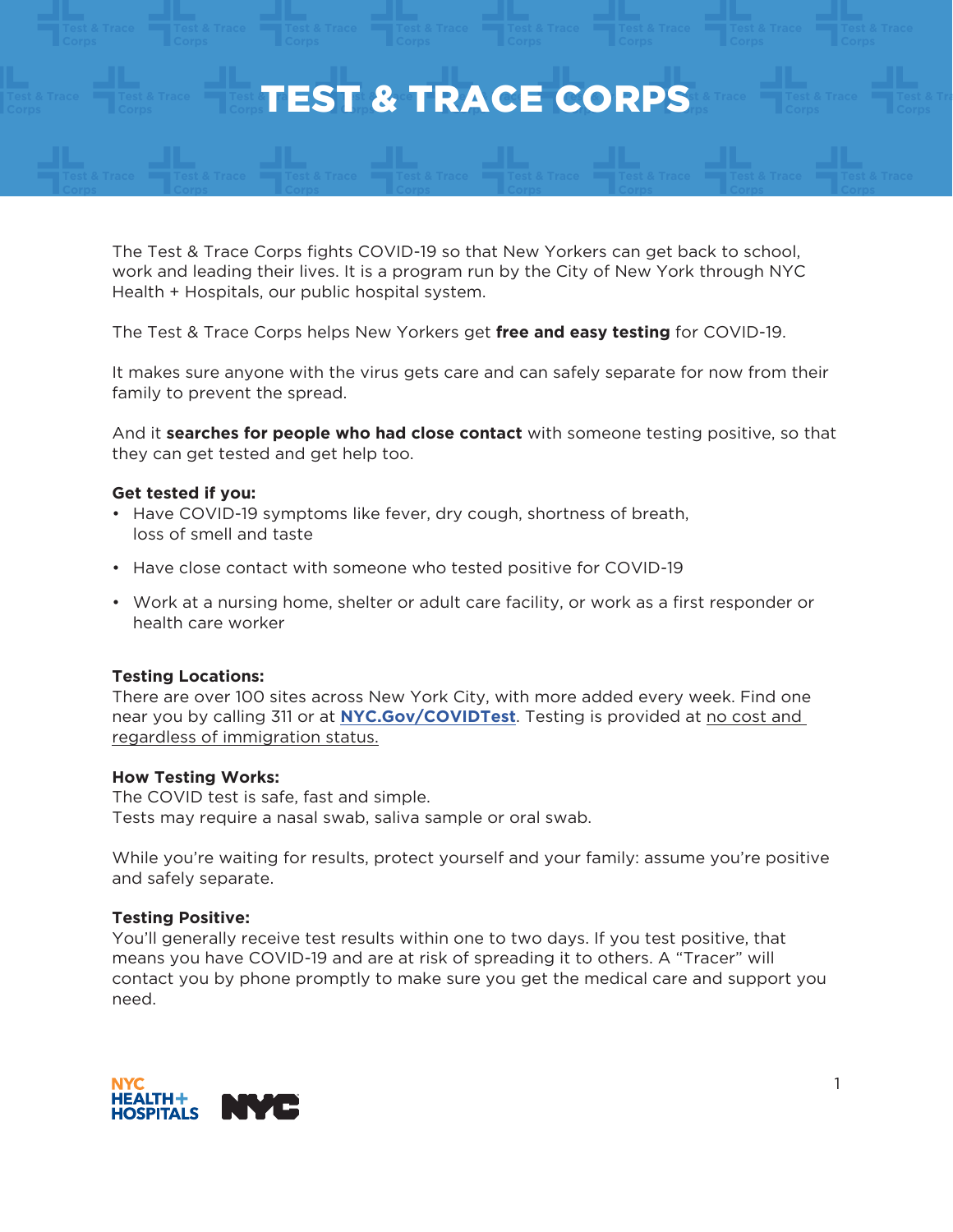# TEST & TRACE CORPS

The Test & Trace Corps fights COVID-19 so that New Yorkers can get back to school, work and leading their lives. It is a program run by the City of New York through NYC Health + Hospitals, our public hospital system.

The Test & Trace Corps helps New Yorkers get **free and easy testing** for COVID-19.

It makes sure anyone with the virus gets care and can safely separate for now from their family to prevent the spread.

And it **searches for people who had close contact** with someone testing positive, so that they can get tested and get help too.

**Get tested if you:**

- Have COVID-19 symptoms like fever, dry cough, shortness of breath, loss of smell and taste
- Have close contact with someone who tested positive for COVID-19
- Work at a nursing home, shelter or adult care facility, or work as a first responder or health care worker

**Testing Locations:**
There are over 100 sites across New York City, with more added every week. Find one near you by calling 311 or at **NYC.Gov/COVIDTest**. Testing is provided at no cost and regardless of immigration status.

**How Testing Works:**
The COVID test is safe, fast and simple.
Tests may require a nasal swab, saliva sample or oral swab.

While you're waiting for results, protect yourself and your family: assume you're positive and safely separate.

**Testing Positive:**
You'll generally receive test results within one to two days. If you test positive, that means you have COVID-19 and are at risk of spreading it to others. A "Tracer" will contact you by phone promptly to make sure you get the medical care and support you need.

NYC HEALTH+ HOSPITALS NYC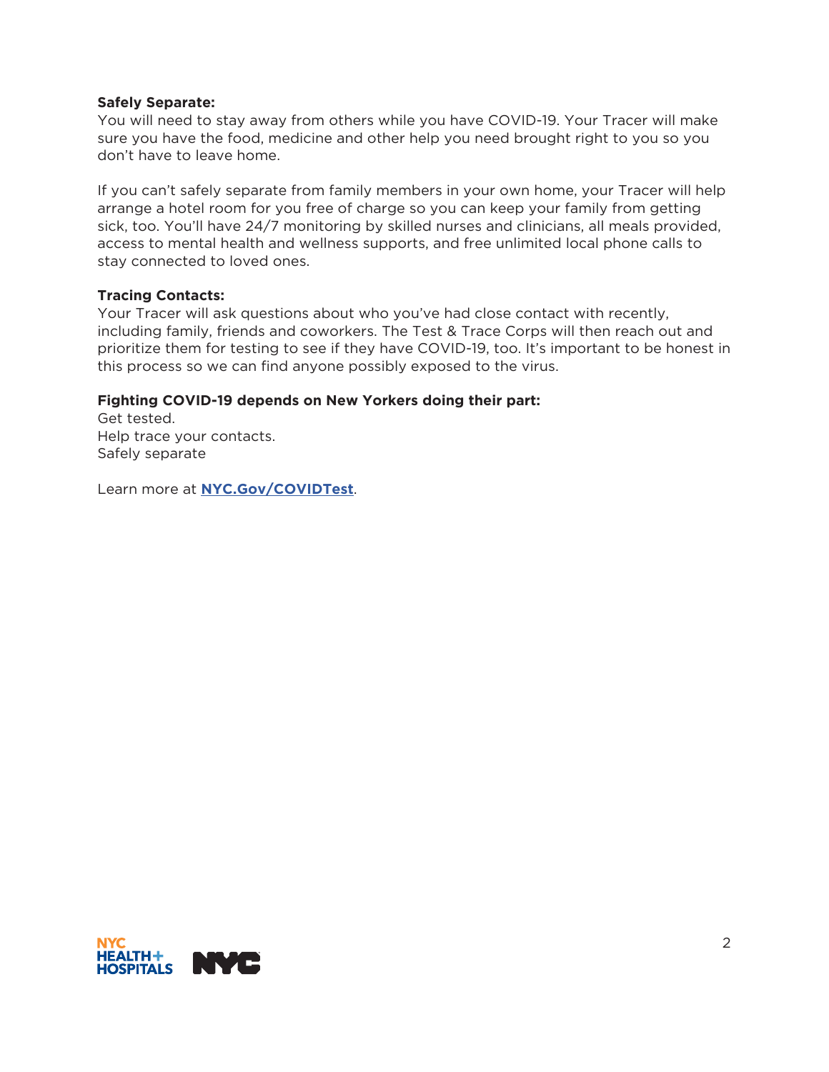**Safely Separate:**
You will need to stay away from others while you have COVID-19. Your Tracer will make sure you have the food, medicine and other help you need brought right to you so you don't have to leave home.

If you can't safely separate from family members in your own home, your Tracer will help arrange a hotel room for you free of charge so you can keep your family from getting sick, too. You'll have 24/7 monitoring by skilled nurses and clinicians, all meals provided, access to mental health and wellness supports, and free unlimited local phone calls to stay connected to loved ones.

**Tracing Contacts:**
Your Tracer will ask questions about who you've had close contact with recently, including family, friends and coworkers. The Test & Trace Corps will then reach out and prioritize them for testing to see if they have COVID-19, too. It's important to be honest in this process so we can find anyone possibly exposed to the virus.

**Fighting COVID-19 depends on New Yorkers doing their part:**
Get tested.
Help trace your contacts.
Safely separate

Learn more at **NYC.Gov/COVIDTest**.

NYC HEALTH+ HOSPITALS NYC